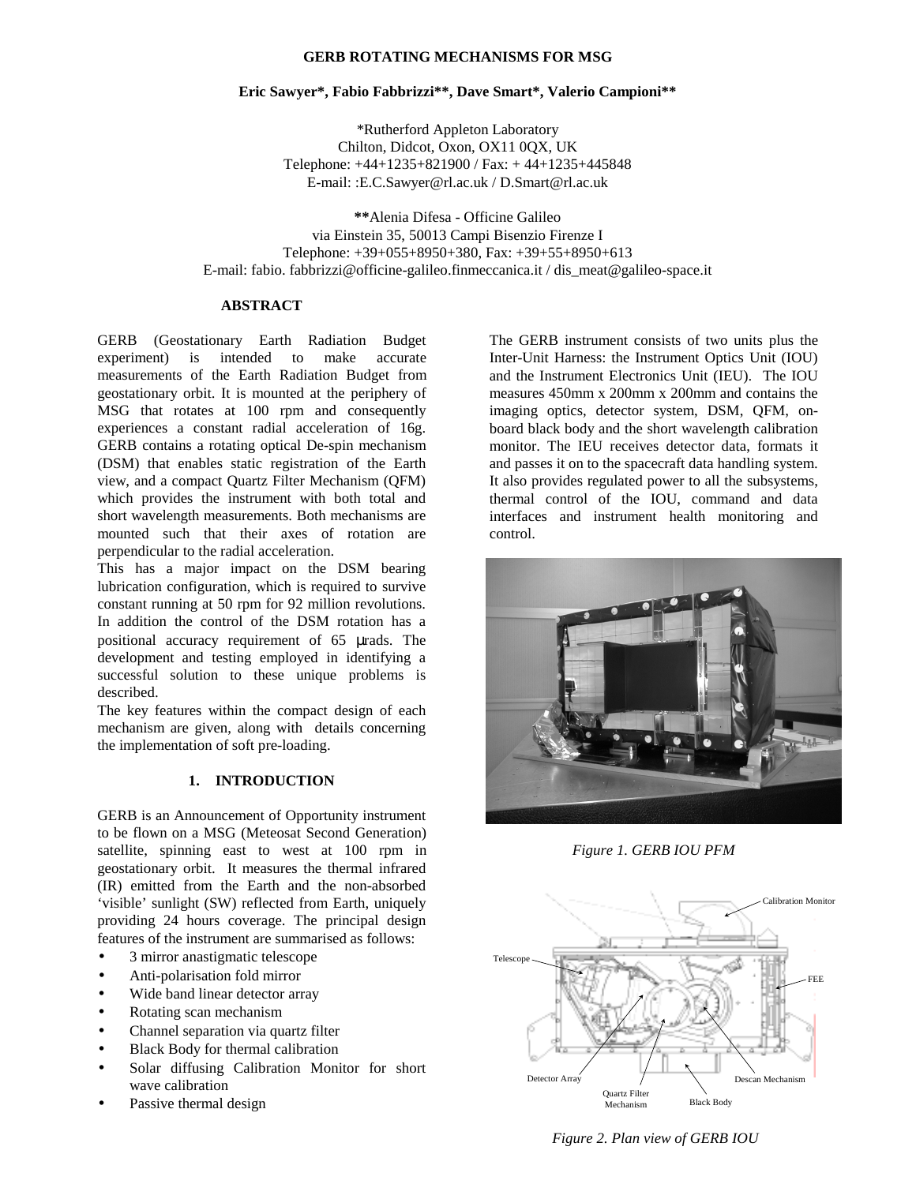# GERB ROTATING MECHANISMS FOR MSG

**Eric Sawyer\*, Fabio Fabbrizzi\*\*, Dave Smart\*, Valerio Campioni\*\***

\*Rutherford Appleton Laboratory
Chilton, Didcot, Oxon, OX11 0QX, UK
Telephone: +44+1235+821900 / Fax: + 44+1235+445848
E-mail: :E.C.Sawyer@rl.ac.uk / D.Smart@rl.ac.uk

**\*\***Alenia Difesa - Officine Galileo
via Einstein 35, 50013 Campi Bisenzio Firenze I
Telephone: +39+055+8950+380, Fax: +39+55+8950+613
E-mail: fabio. fabbrizzi@officine-galileo.finmeccanica.it / dis_meat@galileo-space.it

## ABSTRACT

GERB (Geostationary Earth Radiation Budget experiment) is intended to make accurate measurements of the Earth Radiation Budget from geostationary orbit. It is mounted at the periphery of MSG that rotates at 100 rpm and consequently experiences a constant radial acceleration of 16g. GERB contains a rotating optical De-spin mechanism (DSM) that enables static registration of the Earth view, and a compact Quartz Filter Mechanism (QFM) which provides the instrument with both total and short wavelength measurements. Both mechanisms are mounted such that their axes of rotation are perpendicular to the radial acceleration.

This has a major impact on the DSM bearing lubrication configuration, which is required to survive constant running at 50 rpm for 92 million revolutions. In addition the control of the DSM rotation has a positional accuracy requirement of 65 μrads. The development and testing employed in identifying a successful solution to these unique problems is described.

The key features within the compact design of each mechanism are given, along with details concerning the implementation of soft pre-loading.

## 1. INTRODUCTION

GERB is an Announcement of Opportunity instrument to be flown on a MSG (Meteosat Second Generation) satellite, spinning east to west at 100 rpm in geostationary orbit. It measures the thermal infrared (IR) emitted from the Earth and the non-absorbed 'visible' sunlight (SW) reflected from Earth, uniquely providing 24 hours coverage. The principal design features of the instrument are summarised as follows:

- 3 mirror anastigmatic telescope
- Anti-polarisation fold mirror
- Wide band linear detector array
- Rotating scan mechanism
- Channel separation via quartz filter
- Black Body for thermal calibration
- Solar diffusing Calibration Monitor for short wave calibration
- Passive thermal design

The GERB instrument consists of two units plus the Inter-Unit Harness: the Instrument Optics Unit (IOU) and the Instrument Electronics Unit (IEU). The IOU measures 450mm x 200mm x 200mm and contains the imaging optics, detector system, DSM, QFM, on-board black body and the short wavelength calibration monitor. The IEU receives detector data, formats it and passes it on to the spacecraft data handling system. It also provides regulated power to all the subsystems, thermal control of the IOU, command and data interfaces and instrument health monitoring and control.

*Figure 1. GERB IOU PFM*

Calibration Monitor
Telescope
FEE
Detector Array
Quartz Filter Mechanism
Black Body
Descan Mechanism

*Figure 2. Plan view of GERB IOU*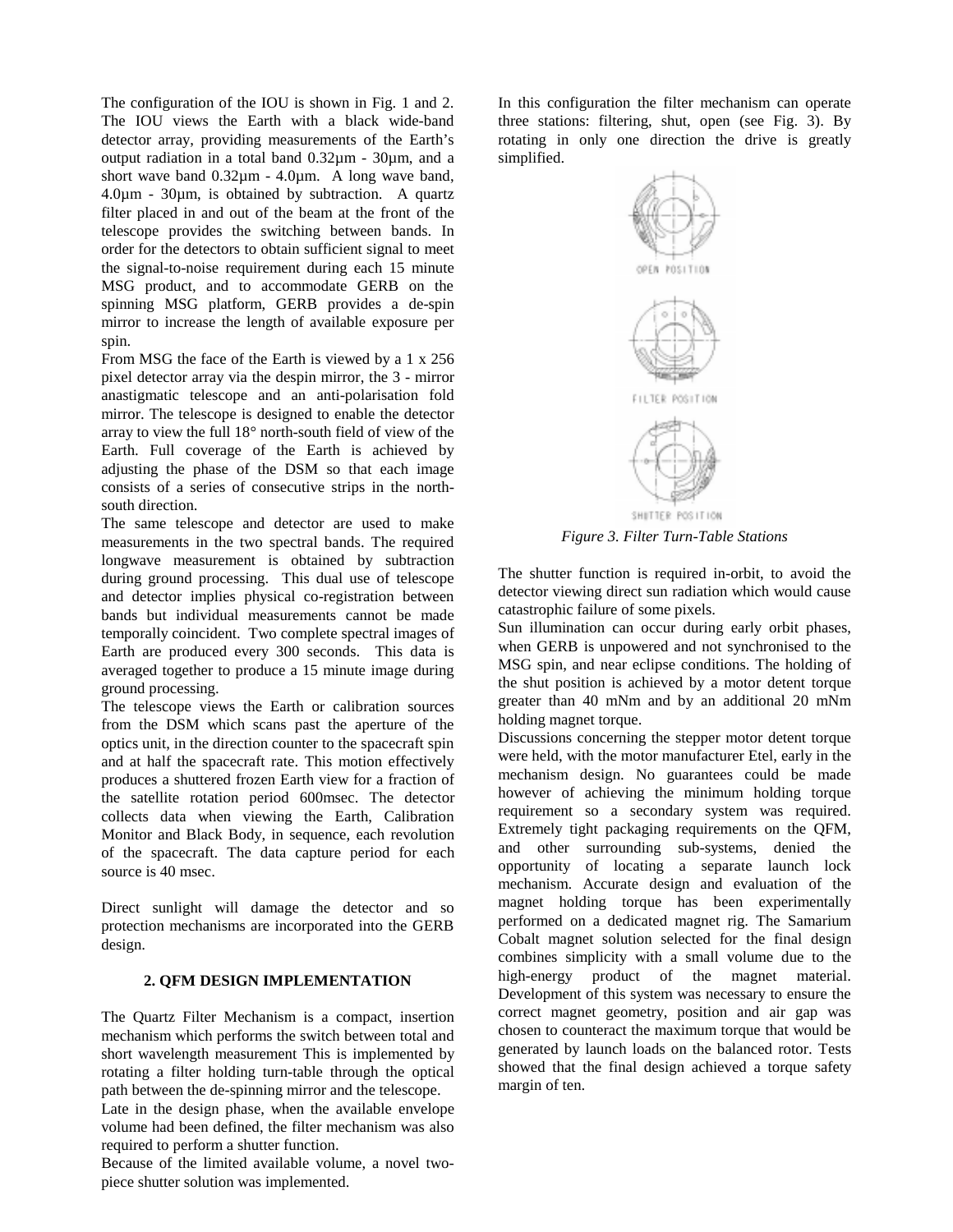The configuration of the IOU is shown in Fig. 1 and 2. The IOU views the Earth with a black wide-band detector array, providing measurements of the Earth's output radiation in a total band 0.32µm - 30µm, and a short wave band 0.32µm - 4.0µm. A long wave band, 4.0µm - 30µm, is obtained by subtraction. A quartz filter placed in and out of the beam at the front of the telescope provides the switching between bands. In order for the detectors to obtain sufficient signal to meet the signal-to-noise requirement during each 15 minute MSG product, and to accommodate GERB on the spinning MSG platform, GERB provides a de-spin mirror to increase the length of available exposure per spin.

From MSG the face of the Earth is viewed by a 1 x 256 pixel detector array via the despin mirror, the 3 - mirror anastigmatic telescope and an anti-polarisation fold mirror. The telescope is designed to enable the detector array to view the full 18° north-south field of view of the Earth. Full coverage of the Earth is achieved by adjusting the phase of the DSM so that each image consists of a series of consecutive strips in the north-south direction.

The same telescope and detector are used to make measurements in the two spectral bands. The required longwave measurement is obtained by subtraction during ground processing. This dual use of telescope and detector implies physical co-registration between bands but individual measurements cannot be made temporally coincident. Two complete spectral images of Earth are produced every 300 seconds. This data is averaged together to produce a 15 minute image during ground processing.

The telescope views the Earth or calibration sources from the DSM which scans past the aperture of the optics unit, in the direction counter to the spacecraft spin and at half the spacecraft rate. This motion effectively produces a shuttered frozen Earth view for a fraction of the satellite rotation period 600msec. The detector collects data when viewing the Earth, Calibration Monitor and Black Body, in sequence, each revolution of the spacecraft. The data capture period for each source is 40 msec.

Direct sunlight will damage the detector and so protection mechanisms are incorporated into the GERB design.

## 2. QFM DESIGN IMPLEMENTATION

The Quartz Filter Mechanism is a compact, insertion mechanism which performs the switch between total and short wavelength measurement This is implemented by rotating a filter holding turn-table through the optical path between the de-spinning mirror and the telescope.

Late in the design phase, when the available envelope volume had been defined, the filter mechanism was also required to perform a shutter function.

Because of the limited available volume, a novel two-piece shutter solution was implemented.

In this configuration the filter mechanism can operate three stations: filtering, shut, open (see Fig. 3). By rotating in only one direction the drive is greatly simplified.

OPEN POSITION

FILTER POSITION

SHUTTER POSITION

*Figure 3. Filter Turn-Table Stations*

The shutter function is required in-orbit, to avoid the detector viewing direct sun radiation which would cause catastrophic failure of some pixels.

Sun illumination can occur during early orbit phases, when GERB is unpowered and not synchronised to the MSG spin, and near eclipse conditions. The holding of the shut position is achieved by a motor detent torque greater than 40 mNm and by an additional 20 mNm holding magnet torque.

Discussions concerning the stepper motor detent torque were held, with the motor manufacturer Etel, early in the mechanism design. No guarantees could be made however of achieving the minimum holding torque requirement so a secondary system was required. Extremely tight packaging requirements on the QFM, and other surrounding sub-systems, denied the opportunity of locating a separate launch lock mechanism. Accurate design and evaluation of the magnet holding torque has been experimentally performed on a dedicated magnet rig. The Samarium Cobalt magnet solution selected for the final design combines simplicity with a small volume due to the high-energy product of the magnet material. Development of this system was necessary to ensure the correct magnet geometry, position and air gap was chosen to counteract the maximum torque that would be generated by launch loads on the balanced rotor. Tests showed that the final design achieved a torque safety margin of ten.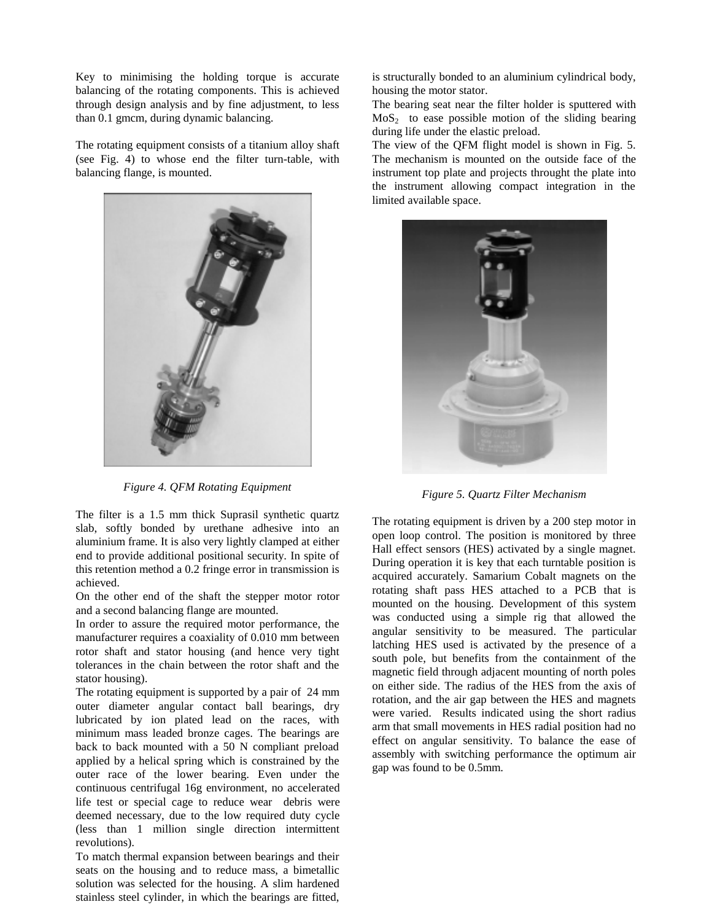Key to minimising the holding torque is accurate balancing of the rotating components. This is achieved through design analysis and by fine adjustment, to less than 0.1 gmcm, during dynamic balancing.

The rotating equipment consists of a titanium alloy shaft (see Fig. 4) to whose end the filter turn-table, with balancing flange, is mounted.

*Figure 4. QFM Rotating Equipment*

The filter is a 1.5 mm thick Suprasil synthetic quartz slab, softly bonded by urethane adhesive into an aluminium frame. It is also very lightly clamped at either end to provide additional positional security. In spite of this retention method a 0.2 fringe error in transmission is achieved.

On the other end of the shaft the stepper motor rotor and a second balancing flange are mounted.

In order to assure the required motor performance, the manufacturer requires a coaxiality of 0.010 mm between rotor shaft and stator housing (and hence very tight tolerances in the chain between the rotor shaft and the stator housing).

The rotating equipment is supported by a pair of 24 mm outer diameter angular contact ball bearings, dry lubricated by ion plated lead on the races, with minimum mass leaded bronze cages. The bearings are back to back mounted with a 50 N compliant preload applied by a helical spring which is constrained by the outer race of the lower bearing. Even under the continuous centrifugal 16g environment, no accelerated life test or special cage to reduce wear debris were deemed necessary, due to the low required duty cycle (less than 1 million single direction intermittent revolutions).

To match thermal expansion between bearings and their seats on the housing and to reduce mass, a bimetallic solution was selected for the housing. A slim hardened stainless steel cylinder, in which the bearings are fitted, is structurally bonded to an aluminium cylindrical body, housing the motor stator.

The bearing seat near the filter holder is sputtered with $MoS_2$ to ease possible motion of the sliding bearing during life under the elastic preload.

The view of the QFM flight model is shown in Fig. 5. The mechanism is mounted on the outside face of the instrument top plate and projects throught the plate into the instrument allowing compact integration in the limited available space.

*Figure 5. Quartz Filter Mechanism*

The rotating equipment is driven by a 200 step motor in open loop control. The position is monitored by three Hall effect sensors (HES) activated by a single magnet. During operation it is key that each turntable position is acquired accurately. Samarium Cobalt magnets on the rotating shaft pass HES attached to a PCB that is mounted on the housing. Development of this system was conducted using a simple rig that allowed the angular sensitivity to be measured. The particular latching HES used is activated by the presence of a south pole, but benefits from the containment of the magnetic field through adjacent mounting of north poles on either side. The radius of the HES from the axis of rotation, and the air gap between the HES and magnets were varied. Results indicated using the short radius arm that small movements in HES radial position had no effect on angular sensitivity. To balance the ease of assembly with switching performance the optimum air gap was found to be 0.5mm.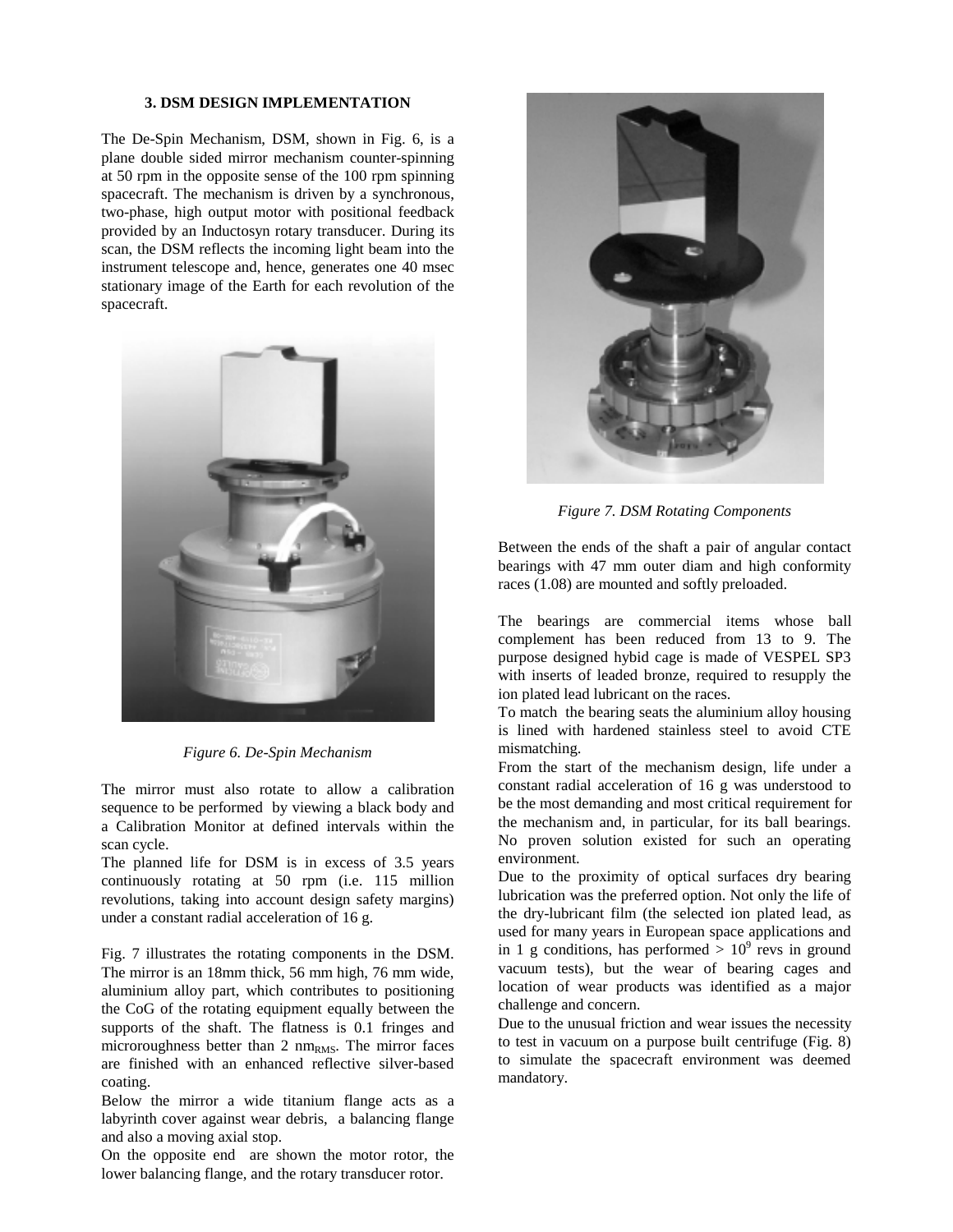### 3. DSM DESIGN IMPLEMENTATION

The De-Spin Mechanism, DSM, shown in Fig. 6, is a plane double sided mirror mechanism counter-spinning at 50 rpm in the opposite sense of the 100 rpm spinning spacecraft. The mechanism is driven by a synchronous, two-phase, high output motor with positional feedback provided by an Inductosyn rotary transducer. During its scan, the DSM reflects the incoming light beam into the instrument telescope and, hence, generates one 40 msec stationary image of the Earth for each revolution of the spacecraft.

*Figure 6. De-Spin Mechanism*

The mirror must also rotate to allow a calibration sequence to be performed by viewing a black body and a Calibration Monitor at defined intervals within the scan cycle.

The planned life for DSM is in excess of 3.5 years continuously rotating at 50 rpm (i.e. 115 million revolutions, taking into account design safety margins) under a constant radial acceleration of 16 g.

Fig. 7 illustrates the rotating components in the DSM. The mirror is an 18mm thick, 56 mm high, 76 mm wide, aluminium alloy part, which contributes to positioning the CoG of the rotating equipment equally between the supports of the shaft. The flatness is 0.1 fringes and microroughness better than 2 $nm_{RMS}$. The mirror faces are finished with an enhanced reflective silver-based coating.

Below the mirror a wide titanium flange acts as a labyrinth cover against wear debris, a balancing flange and also a moving axial stop.

On the opposite end are shown the motor rotor, the lower balancing flange, and the rotary transducer rotor.

*Figure 7. DSM Rotating Components*

Between the ends of the shaft a pair of angular contact bearings with 47 mm outer diam and high conformity races (1.08) are mounted and softly preloaded.

The bearings are commercial items whose ball complement has been reduced from 13 to 9. The purpose designed hybid cage is made of VESPEL SP3 with inserts of leaded bronze, required to resupply the ion plated lead lubricant on the races.

To match the bearing seats the aluminium alloy housing is lined with hardened stainless steel to avoid CTE mismatching.

From the start of the mechanism design, life under a constant radial acceleration of 16 g was understood to be the most demanding and most critical requirement for the mechanism and, in particular, for its ball bearings. No proven solution existed for such an operating environment.

Due to the proximity of optical surfaces dry bearing lubrication was the preferred option. Not only the life of the dry-lubricant film (the selected ion plated lead, as used for many years in European space applications and in 1 g conditions, has performed $> 10^9$ revs in ground vacuum tests), but the wear of bearing cages and location of wear products was identified as a major challenge and concern.

Due to the unusual friction and wear issues the necessity to test in vacuum on a purpose built centrifuge (Fig. 8) to simulate the spacecraft environment was deemed mandatory.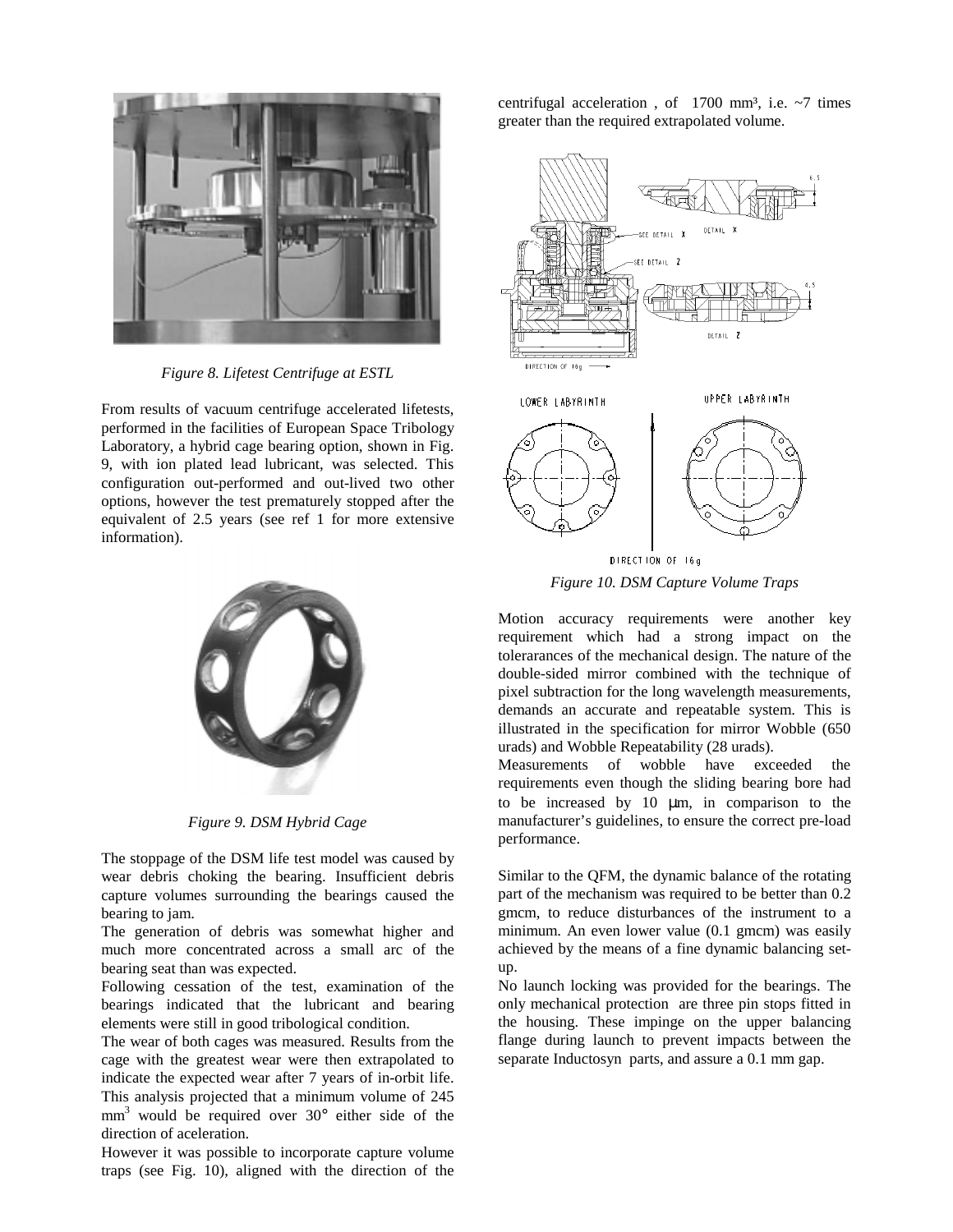*Figure 8. Lifetest Centrifuge at ESTL*

From results of vacuum centrifuge accelerated lifetests, performed in the facilities of European Space Tribology Laboratory, a hybrid cage bearing option, shown in Fig. 9, with ion plated lead lubricant, was selected. This configuration out-performed and out-lived two other options, however the test prematurely stopped after the equivalent of 2.5 years (see ref 1 for more extensive information).

*Figure 9. DSM Hybrid Cage*

The stoppage of the DSM life test model was caused by wear debris choking the bearing. Insufficient debris capture volumes surrounding the bearings caused the bearing to jam.

The generation of debris was somewhat higher and much more concentrated across a small arc of the bearing seat than was expected.

Following cessation of the test, examination of the bearings indicated that the lubricant and bearing elements were still in good tribological condition.

The wear of both cages was measured. Results from the cage with the greatest wear were then extrapolated to indicate the expected wear after 7 years of in-orbit life. This analysis projected that a minimum volume of 245 $mm^3$ would be required over 30° either side of the direction of aceleration.

However it was possible to incorporate capture volume traps (see Fig. 10), aligned with the direction of the centrifugal acceleration , of 1700 $mm^3$, i.e. ~7 times greater than the required extrapolated volume.

*Figure 10. DSM Capture Volume Traps*

Motion accuracy requirements were another key requirement which had a strong impact on the tolerarances of the mechanical design. The nature of the double-sided mirror combined with the technique of pixel subtraction for the long wavelength measurements, demands an accurate and repeatable system. This is illustrated in the specification for mirror Wobble (650 urads) and Wobble Repeatability (28 urads).

Measurements of wobble have exceeded the requirements even though the sliding bearing bore had to be increased by 10 µm, in comparison to the manufacturer's guidelines, to ensure the correct pre-load performance.

Similar to the QFM, the dynamic balance of the rotating part of the mechanism was required to be better than 0.2 gmcm, to reduce disturbances of the instrument to a minimum. An even lower value (0.1 gmcm) was easily achieved by the means of a fine dynamic balancing set-up.

No launch locking was provided for the bearings. The only mechanical protection are three pin stops fitted in the housing. These impinge on the upper balancing flange during launch to prevent impacts between the separate Inductosyn parts, and assure a 0.1 mm gap.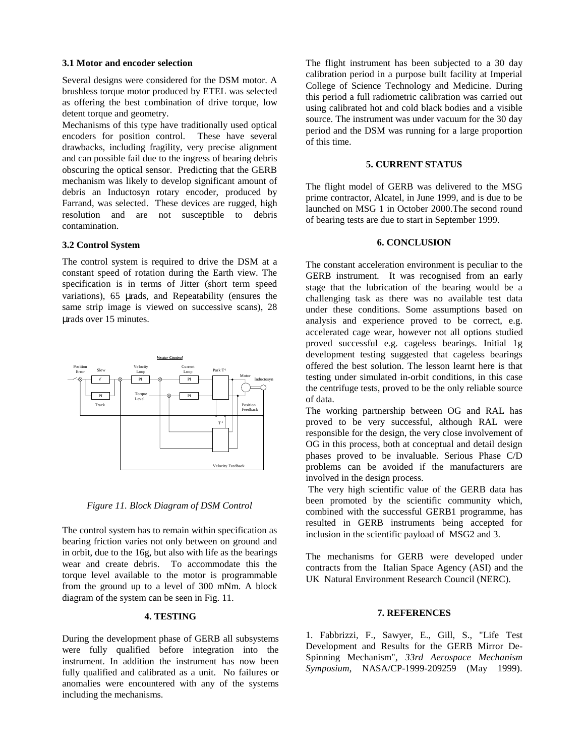### 3.1 Motor and encoder selection

Several designs were considered for the DSM motor. A brushless torque motor produced by ETEL was selected as offering the best combination of drive torque, low detent torque and geometry.

Mechanisms of this type have traditionally used optical encoders for position control. These have several drawbacks, including fragility, very precise alignment and can possible fail due to the ingress of bearing debris obscuring the optical sensor. Predicting that the GERB mechanism was likely to develop significant amount of debris an Inductosyn rotary encoder, produced by Farrand, was selected. These devices are rugged, high resolution and are not susceptible to debris contamination.

### 3.2 Control System

The control system is required to drive the DSM at a constant speed of rotation during the Earth view. The specification is in terms of Jitter (short term speed variations), 65 µrads, and Repeatability (ensures the same strip image is viewed on successive scans), 28 µrads over 15 minutes.

Vector Control

Position Error

Slew

√

PI

Track

Velocity Loop

PI

Torque Level

Current Loop

PI

PI

Park $T^{-1}$

Motor

Inductosyn

Position Feedback

$T^{-1}$

Velocity Feedback

*Figure 11. Block Diagram of DSM Control*

The control system has to remain within specification as bearing friction varies not only between on ground and in orbit, due to the 16g, but also with life as the bearings wear and create debris. To accommodate this the torque level available to the motor is programmable from the ground up to a level of 300 mNm. A block diagram of the system can be seen in Fig. 11.

## 4. TESTING

During the development phase of GERB all subsystems were fully qualified before integration into the instrument. In addition the instrument has now been fully qualified and calibrated as a unit. No failures or anomalies were encountered with any of the systems including the mechanisms.

The flight instrument has been subjected to a 30 day calibration period in a purpose built facility at Imperial College of Science Technology and Medicine. During this period a full radiometric calibration was carried out using calibrated hot and cold black bodies and a visible source. The instrument was under vacuum for the 30 day period and the DSM was running for a large proportion of this time.

## 5. CURRENT STATUS

The flight model of GERB was delivered to the MSG prime contractor, Alcatel, in June 1999, and is due to be launched on MSG 1 in October 2000.The second round of bearing tests are due to start in September 1999.

## 6. CONCLUSION

The constant acceleration environment is peculiar to the GERB instrument. It was recognised from an early stage that the lubrication of the bearing would be a challenging task as there was no available test data under these conditions. Some assumptions based on analysis and experience proved to be correct, e.g. accelerated cage wear, however not all options studied proved successful e.g. cageless bearings. Initial 1g development testing suggested that cageless bearings offered the best solution. The lesson learnt here is that testing under simulated in-orbit conditions, in this case the centrifuge tests, proved to be the only reliable source of data.

The working partnership between OG and RAL has proved to be very successful, although RAL were responsible for the design, the very close involvement of OG in this process, both at conceptual and detail design phases proved to be invaluable. Serious Phase C/D problems can be avoided if the manufacturers are involved in the design process.

The very high scientific value of the GERB data has been promoted by the scientific community which, combined with the successful GERB1 programme, has resulted in GERB instruments being accepted for inclusion in the scientific payload of MSG2 and 3.

The mechanisms for GERB were developed under contracts from the Italian Space Agency (ASI) and the UK Natural Environment Research Council (NERC).

## 7. REFERENCES

1. Fabbrizzi, F., Sawyer, E., Gill, S., "Life Test Development and Results for the GERB Mirror De-Spinning Mechanism", *33rd Aerospace Mechanism Symposium*, NASA/CP-1999-209259 (May 1999).